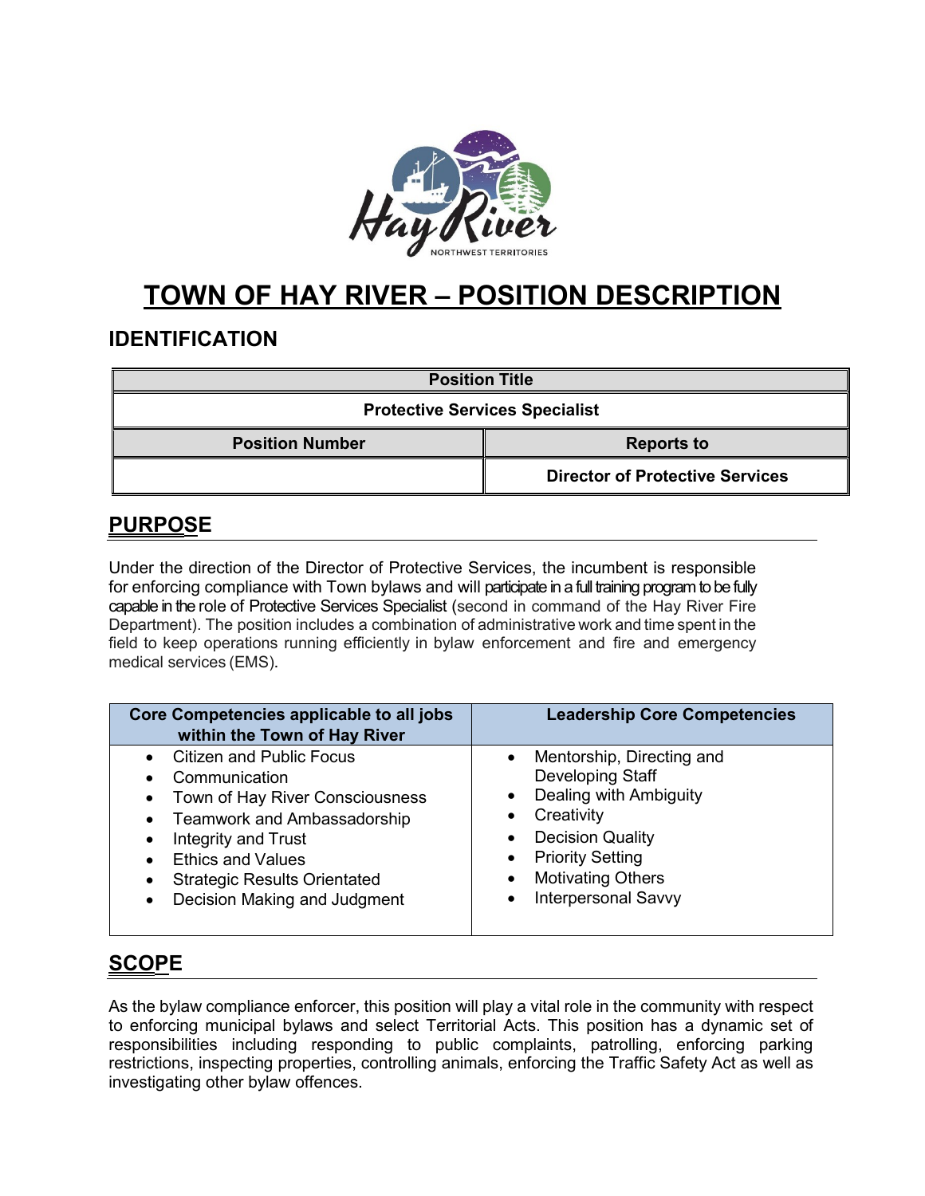# TOWN OF HAY RIVER – POSITION DESCRIPTION

## IDENTIFICATION

| Position Title | |
|---|---|
| Protective Services Specialist | |
| **Position Number** | **Reports to** |
| | Director of Protective Services |

## PURPOSE

Under the direction of the Director of Protective Services, the incumbent is responsible for enforcing compliance with Town bylaws and will participate in a full training program to be fully capable in the role of Protective Services Specialist (second in command of the Hay River Fire Department). The position includes a combination of administrative work and time spent in the field to keep operations running efficiently in bylaw enforcement and fire and emergency medical services (EMS).

| Core Competencies applicable to all jobs within the Town of Hay River | Leadership Core Competencies |
|---|---|
| • Citizen and Public Focus<br>• Communication<br>• Town of Hay River Consciousness<br>• Teamwork and Ambassadorship<br>• Integrity and Trust<br>• Ethics and Values<br>• Strategic Results Orientated<br>• Decision Making and Judgment | • Mentorship, Directing and Developing Staff<br>• Dealing with Ambiguity<br>• Creativity<br>• Decision Quality<br>• Priority Setting<br>• Motivating Others<br>• Interpersonal Savvy |

## SCOPE

As the bylaw compliance enforcer, this position will play a vital role in the community with respect to enforcing municipal bylaws and select Territorial Acts. This position has a dynamic set of responsibilities including responding to public complaints, patrolling, enforcing parking restrictions, inspecting properties, controlling animals, enforcing the Traffic Safety Act as well as investigating other bylaw offences.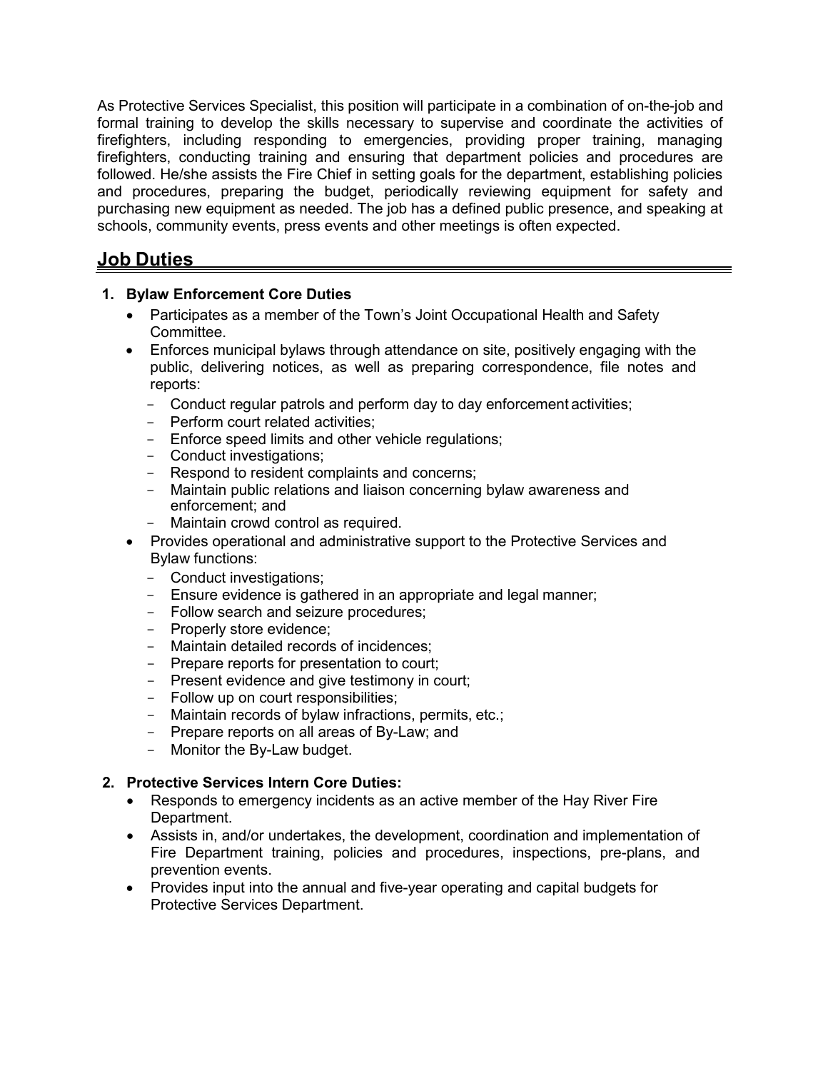As Protective Services Specialist, this position will participate in a combination of on-the-job and formal training to develop the skills necessary to supervise and coordinate the activities of firefighters, including responding to emergencies, providing proper training, managing firefighters, conducting training and ensuring that department policies and procedures are followed. He/she assists the Fire Chief in setting goals for the department, establishing policies and procedures, preparing the budget, periodically reviewing equipment for safety and purchasing new equipment as needed. The job has a defined public presence, and speaking at schools, community events, press events and other meetings is often expected.

## Job Duties

1. **Bylaw Enforcement Core Duties**
   - Participates as a member of the Town's Joint Occupational Health and Safety Committee.
   - Enforces municipal bylaws through attendance on site, positively engaging with the public, delivering notices, as well as preparing correspondence, file notes and reports:
     - Conduct regular patrols and perform day to day enforcement activities;
     - Perform court related activities;
     - Enforce speed limits and other vehicle regulations;
     - Conduct investigations;
     - Respond to resident complaints and concerns;
     - Maintain public relations and liaison concerning bylaw awareness and enforcement; and
     - Maintain crowd control as required.
   - Provides operational and administrative support to the Protective Services and Bylaw functions:
     - Conduct investigations;
     - Ensure evidence is gathered in an appropriate and legal manner;
     - Follow search and seizure procedures;
     - Properly store evidence;
     - Maintain detailed records of incidences;
     - Prepare reports for presentation to court;
     - Present evidence and give testimony in court;
     - Follow up on court responsibilities;
     - Maintain records of bylaw infractions, permits, etc.;
     - Prepare reports on all areas of By-Law; and
     - Monitor the By-Law budget.

2. **Protective Services Intern Core Duties:**
   - Responds to emergency incidents as an active member of the Hay River Fire Department.
   - Assists in, and/or undertakes, the development, coordination and implementation of Fire Department training, policies and procedures, inspections, pre-plans, and prevention events.
   - Provides input into the annual and five-year operating and capital budgets for Protective Services Department.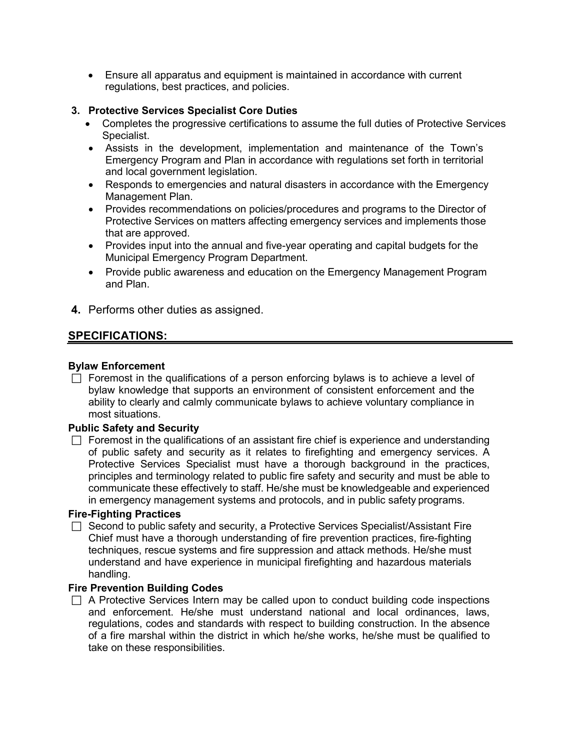- Ensure all apparatus and equipment is maintained in accordance with current regulations, best practices, and policies.

**3. Protective Services Specialist Core Duties**

- Completes the progressive certifications to assume the full duties of Protective Services Specialist.
- Assists in the development, implementation and maintenance of the Town's Emergency Program and Plan in accordance with regulations set forth in territorial and local government legislation.
- Responds to emergencies and natural disasters in accordance with the Emergency Management Plan.
- Provides recommendations on policies/procedures and programs to the Director of Protective Services on matters affecting emergency services and implements those that are approved.
- Provides input into the annual and five-year operating and capital budgets for the Municipal Emergency Program Department.
- Provide public awareness and education on the Emergency Management Program and Plan.

**4.** Performs other duties as assigned.

## SPECIFICATIONS:

**Bylaw Enforcement**

- ☐ Foremost in the qualifications of a person enforcing bylaws is to achieve a level of bylaw knowledge that supports an environment of consistent enforcement and the ability to clearly and calmly communicate bylaws to achieve voluntary compliance in most situations.

**Public Safety and Security**

- ☐ Foremost in the qualifications of an assistant fire chief is experience and understanding of public safety and security as it relates to firefighting and emergency services. A Protective Services Specialist must have a thorough background in the practices, principles and terminology related to public fire safety and security and must be able to communicate these effectively to staff. He/she must be knowledgeable and experienced in emergency management systems and protocols, and in public safety programs.

**Fire-Fighting Practices**

- ☐ Second to public safety and security, a Protective Services Specialist/Assistant Fire Chief must have a thorough understanding of fire prevention practices, fire-fighting techniques, rescue systems and fire suppression and attack methods. He/she must understand and have experience in municipal firefighting and hazardous materials handling.

**Fire Prevention Building Codes**

- ☐ A Protective Services Intern may be called upon to conduct building code inspections and enforcement. He/she must understand national and local ordinances, laws, regulations, codes and standards with respect to building construction. In the absence of a fire marshal within the district in which he/she works, he/she must be qualified to take on these responsibilities.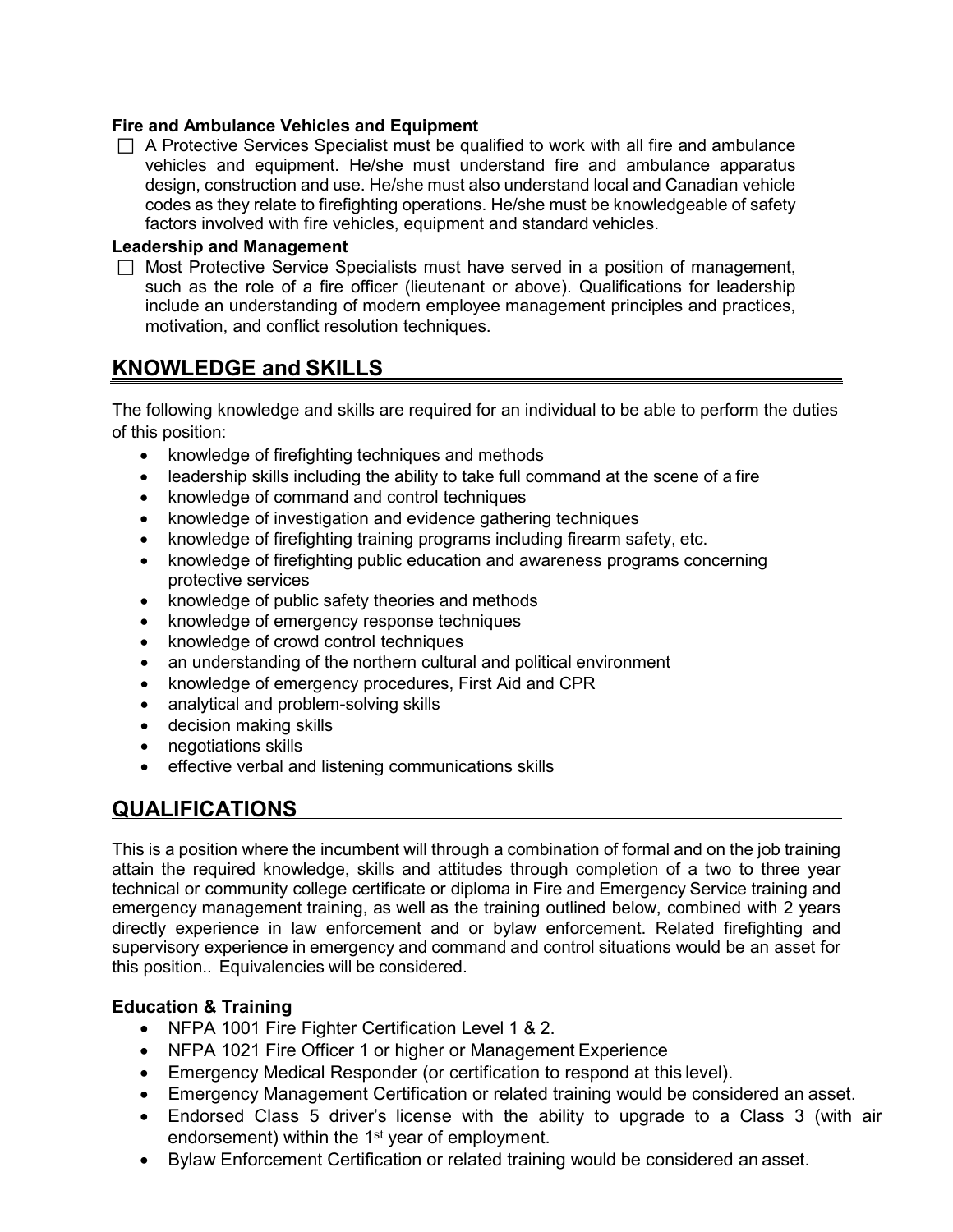**Fire and Ambulance Vehicles and Equipment**

- ☐ A Protective Services Specialist must be qualified to work with all fire and ambulance vehicles and equipment. He/she must understand fire and ambulance apparatus design, construction and use. He/she must also understand local and Canadian vehicle codes as they relate to firefighting operations. He/she must be knowledgeable of safety factors involved with fire vehicles, equipment and standard vehicles.

**Leadership and Management**

- ☐ Most Protective Service Specialists must have served in a position of management, such as the role of a fire officer (lieutenant or above). Qualifications for leadership include an understanding of modern employee management principles and practices, motivation, and conflict resolution techniques.

## KNOWLEDGE and SKILLS

The following knowledge and skills are required for an individual to be able to perform the duties of this position:

- knowledge of firefighting techniques and methods
- leadership skills including the ability to take full command at the scene of a fire
- knowledge of command and control techniques
- knowledge of investigation and evidence gathering techniques
- knowledge of firefighting training programs including firearm safety, etc.
- knowledge of firefighting public education and awareness programs concerning protective services
- knowledge of public safety theories and methods
- knowledge of emergency response techniques
- knowledge of crowd control techniques
- an understanding of the northern cultural and political environment
- knowledge of emergency procedures, First Aid and CPR
- analytical and problem-solving skills
- decision making skills
- negotiations skills
- effective verbal and listening communications skills

## QUALIFICATIONS

This is a position where the incumbent will through a combination of formal and on the job training attain the required knowledge, skills and attitudes through completion of a two to three year technical or community college certificate or diploma in Fire and Emergency Service training and emergency management training, as well as the training outlined below, combined with 2 years directly experience in law enforcement and or bylaw enforcement. Related firefighting and supervisory experience in emergency and command and control situations would be an asset for this position.. Equivalencies will be considered.

### Education & Training

- NFPA 1001 Fire Fighter Certification Level 1 & 2.
- NFPA 1021 Fire Officer 1 or higher or Management Experience
- Emergency Medical Responder (or certification to respond at this level).
- Emergency Management Certification or related training would be considered an asset.
- Endorsed Class 5 driver's license with the ability to upgrade to a Class 3 (with air endorsement) within the 1st year of employment.
- Bylaw Enforcement Certification or related training would be considered an asset.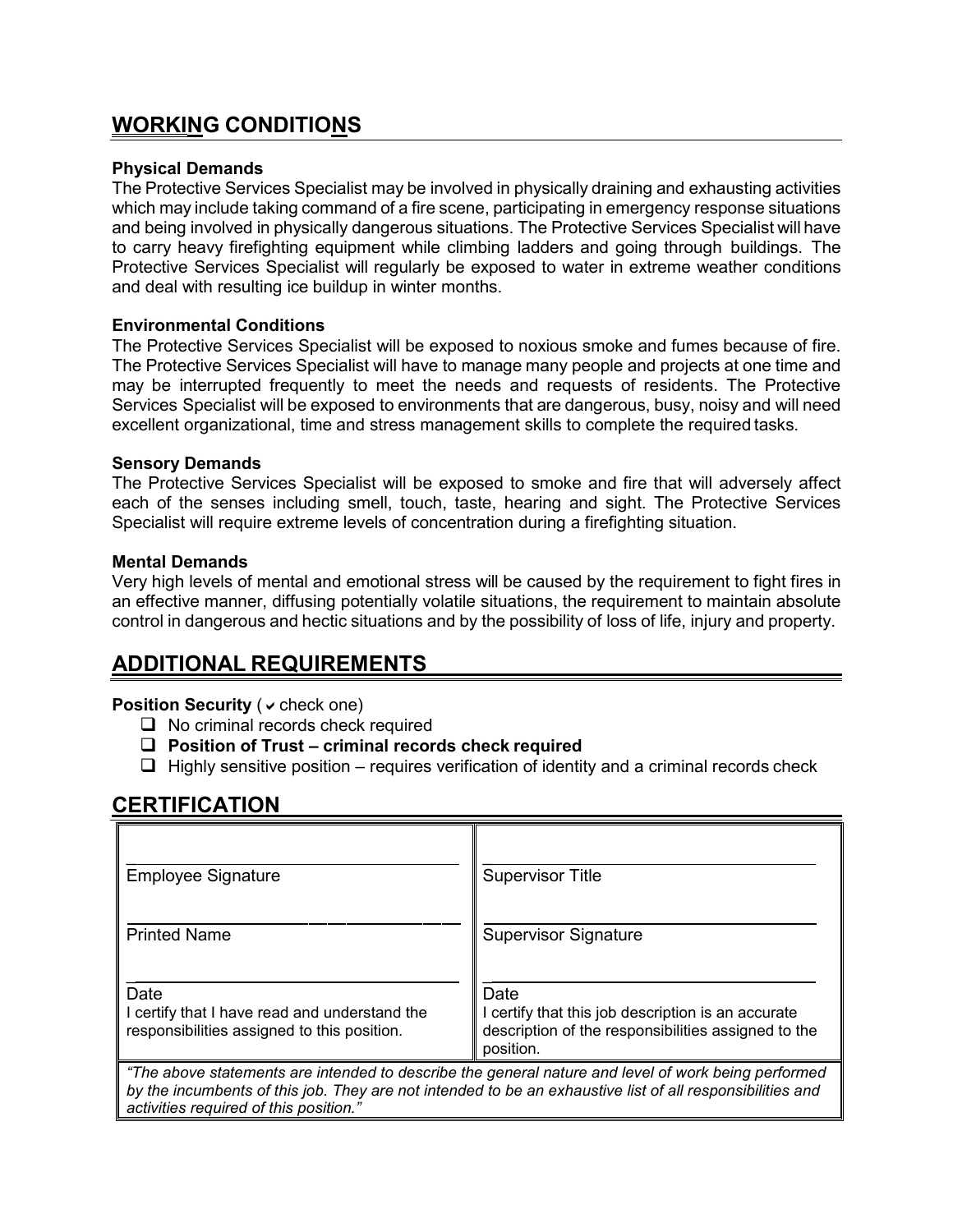## WORKING CONDITIONS

**Physical Demands**
The Protective Services Specialist may be involved in physically draining and exhausting activities which may include taking command of a fire scene, participating in emergency response situations and being involved in physically dangerous situations. The Protective Services Specialist will have to carry heavy firefighting equipment while climbing ladders and going through buildings. The Protective Services Specialist will regularly be exposed to water in extreme weather conditions and deal with resulting ice buildup in winter months.

**Environmental Conditions**
The Protective Services Specialist will be exposed to noxious smoke and fumes because of fire. The Protective Services Specialist will have to manage many people and projects at one time and may be interrupted frequently to meet the needs and requests of residents. The Protective Services Specialist will be exposed to environments that are dangerous, busy, noisy and will need excellent organizational, time and stress management skills to complete the required tasks.

**Sensory Demands**
The Protective Services Specialist will be exposed to smoke and fire that will adversely affect each of the senses including smell, touch, taste, hearing and sight. The Protective Services Specialist will require extreme levels of concentration during a firefighting situation.

**Mental Demands**
Very high levels of mental and emotional stress will be caused by the requirement to fight fires in an effective manner, diffusing potentially volatile situations, the requirement to maintain absolute control in dangerous and hectic situations and by the possibility of loss of life, injury and property.

## ADDITIONAL REQUIREMENTS

**Position Security** (✔ check one)

- ☐ No criminal records check required
- ☐ **Position of Trust – criminal records check required**
- ☐ Highly sensitive position – requires verification of identity and a criminal records check

## CERTIFICATION

| | |
|---|---|
| Employee Signature | Supervisor Title |
| Printed Name | Supervisor Signature |
| Date<br>I certify that I have read and understand the responsibilities assigned to this position. | Date<br>I certify that this job description is an accurate description of the responsibilities assigned to the position. |

*"The above statements are intended to describe the general nature and level of work being performed by the incumbents of this job. They are not intended to be an exhaustive list of all responsibilities and activities required of this position."*